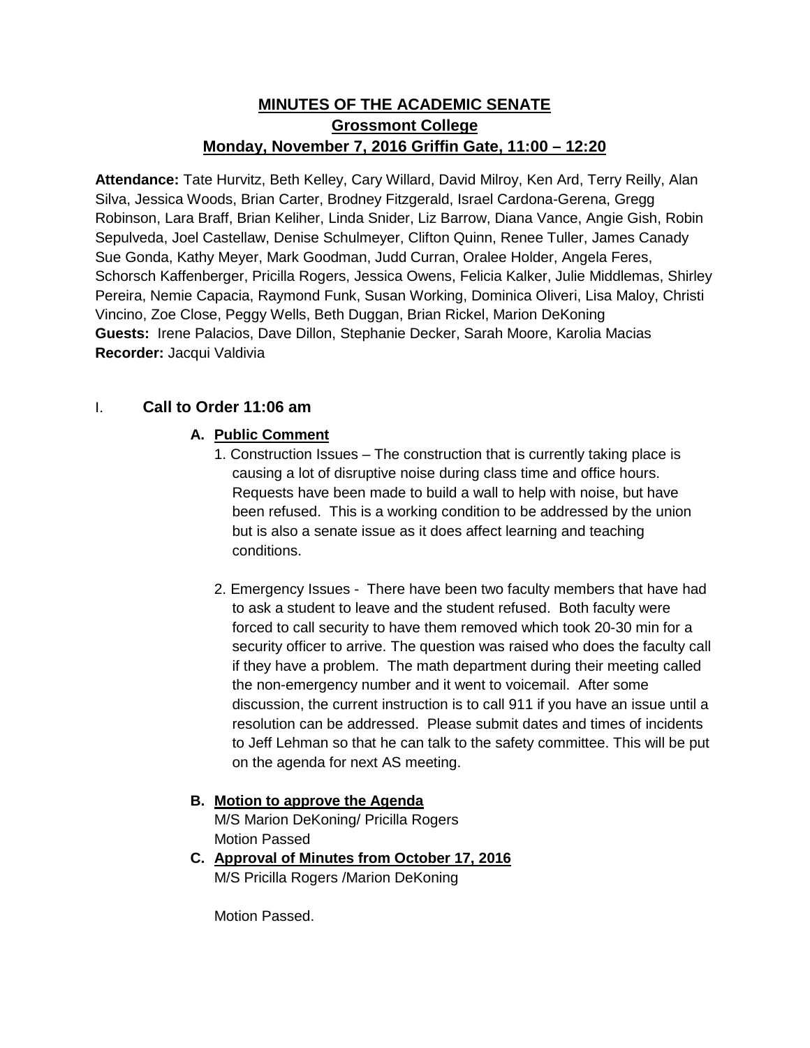# MINUTES OF THE ACADEMIC SENATE
## Grossmont College
## Monday, November 7, 2016 Griffin Gate, 11:00 – 12:20

**Attendance:** Tate Hurvitz, Beth Kelley, Cary Willard, David Milroy, Ken Ard, Terry Reilly, Alan Silva, Jessica Woods, Brian Carter, Brodney Fitzgerald, Israel Cardona-Gerena, Gregg Robinson, Lara Braff, Brian Keliher, Linda Snider, Liz Barrow, Diana Vance, Angie Gish, Robin Sepulveda, Joel Castellaw, Denise Schulmeyer, Clifton Quinn, Renee Tuller, James Canady Sue Gonda, Kathy Meyer, Mark Goodman, Judd Curran, Oralee Holder, Angela Feres, Schorsch Kaffenberger, Pricilla Rogers, Jessica Owens, Felicia Kalker, Julie Middlemas, Shirley Pereira, Nemie Capacia, Raymond Funk, Susan Working, Dominica Oliveri, Lisa Maloy, Christi Vincino, Zoe Close, Peggy Wells, Beth Duggan, Brian Rickel, Marion DeKoning
**Guests:** Irene Palacios, Dave Dillon, Stephanie Decker, Sarah Moore, Karolia Macias
**Recorder:** Jacqui Valdivia

## I. Call to Order 11:06 am

### A. Public Comment

1. Construction Issues – The construction that is currently taking place is causing a lot of disruptive noise during class time and office hours. Requests have been made to build a wall to help with noise, but have been refused. This is a working condition to be addressed by the union but is also a senate issue as it does affect learning and teaching conditions.

2. Emergency Issues - There have been two faculty members that have had to ask a student to leave and the student refused. Both faculty were forced to call security to have them removed which took 20-30 min for a security officer to arrive. The question was raised who does the faculty call if they have a problem. The math department during their meeting called the non-emergency number and it went to voicemail. After some discussion, the current instruction is to call 911 if you have an issue until a resolution can be addressed. Please submit dates and times of incidents to Jeff Lehman so that he can talk to the safety committee. This will be put on the agenda for next AS meeting.

### B. Motion to approve the Agenda

M/S Marion DeKoning/ Pricilla Rogers
Motion Passed

### C. Approval of Minutes from October 17, 2016

M/S Pricilla Rogers /Marion DeKoning

Motion Passed.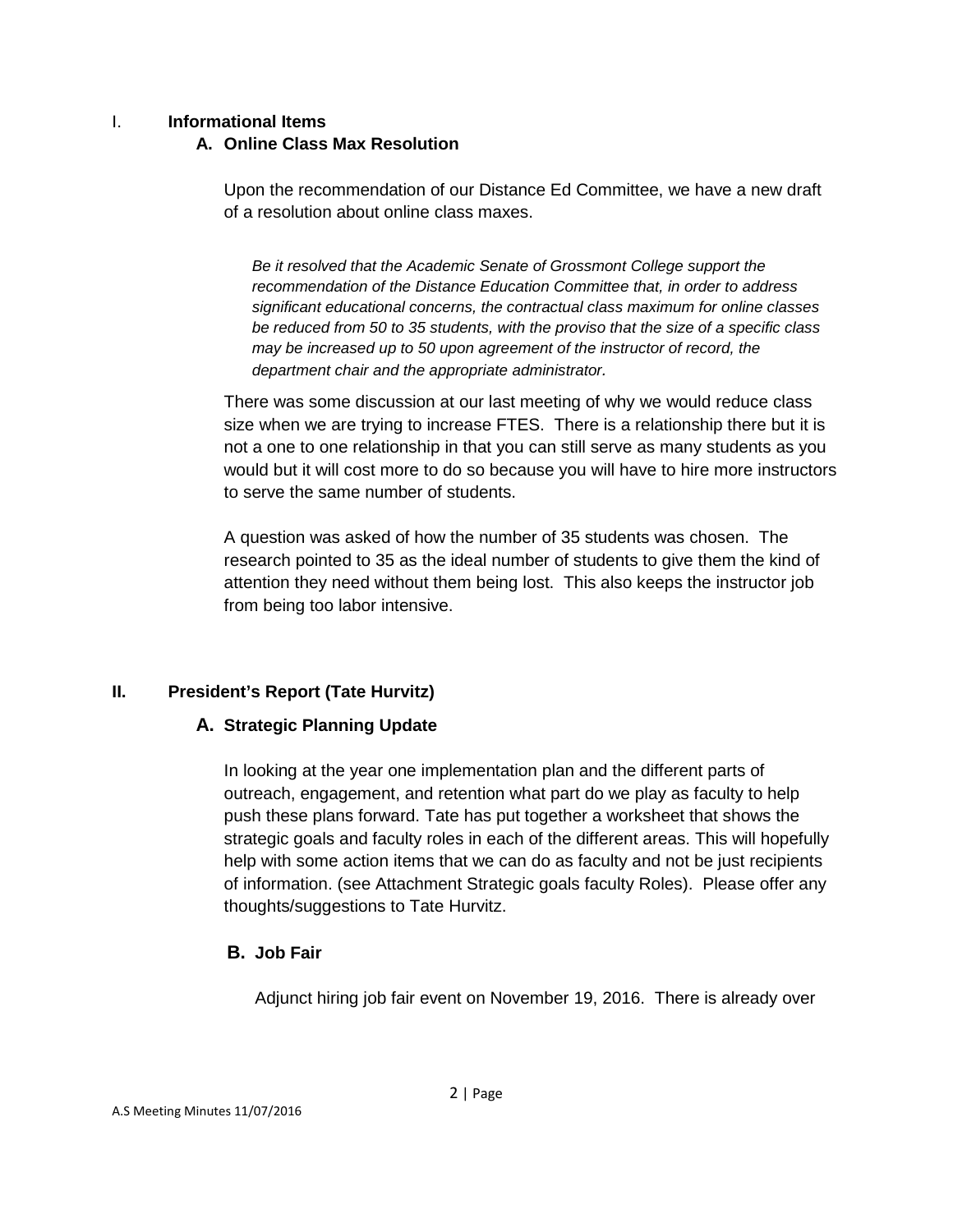## I. Informational Items

### A. Online Class Max Resolution

Upon the recommendation of our Distance Ed Committee, we have a new draft of a resolution about online class maxes.

> *Be it resolved that the Academic Senate of Grossmont College support the recommendation of the Distance Education Committee that, in order to address significant educational concerns, the contractual class maximum for online classes be reduced from 50 to 35 students, with the proviso that the size of a specific class may be increased up to 50 upon agreement of the instructor of record, the department chair and the appropriate administrator.*

There was some discussion at our last meeting of why we would reduce class size when we are trying to increase FTES. There is a relationship there but it is not a one to one relationship in that you can still serve as many students as you would but it will cost more to do so because you will have to hire more instructors to serve the same number of students.

A question was asked of how the number of 35 students was chosen. The research pointed to 35 as the ideal number of students to give them the kind of attention they need without them being lost. This also keeps the instructor job from being too labor intensive.

## II. President's Report (Tate Hurvitz)

### A. Strategic Planning Update

In looking at the year one implementation plan and the different parts of outreach, engagement, and retention what part do we play as faculty to help push these plans forward. Tate has put together a worksheet that shows the strategic goals and faculty roles in each of the different areas. This will hopefully help with some action items that we can do as faculty and not be just recipients of information. (see Attachment Strategic goals faculty Roles). Please offer any thoughts/suggestions to Tate Hurvitz.

### B. Job Fair

Adjunct hiring job fair event on November 19, 2016. There is already over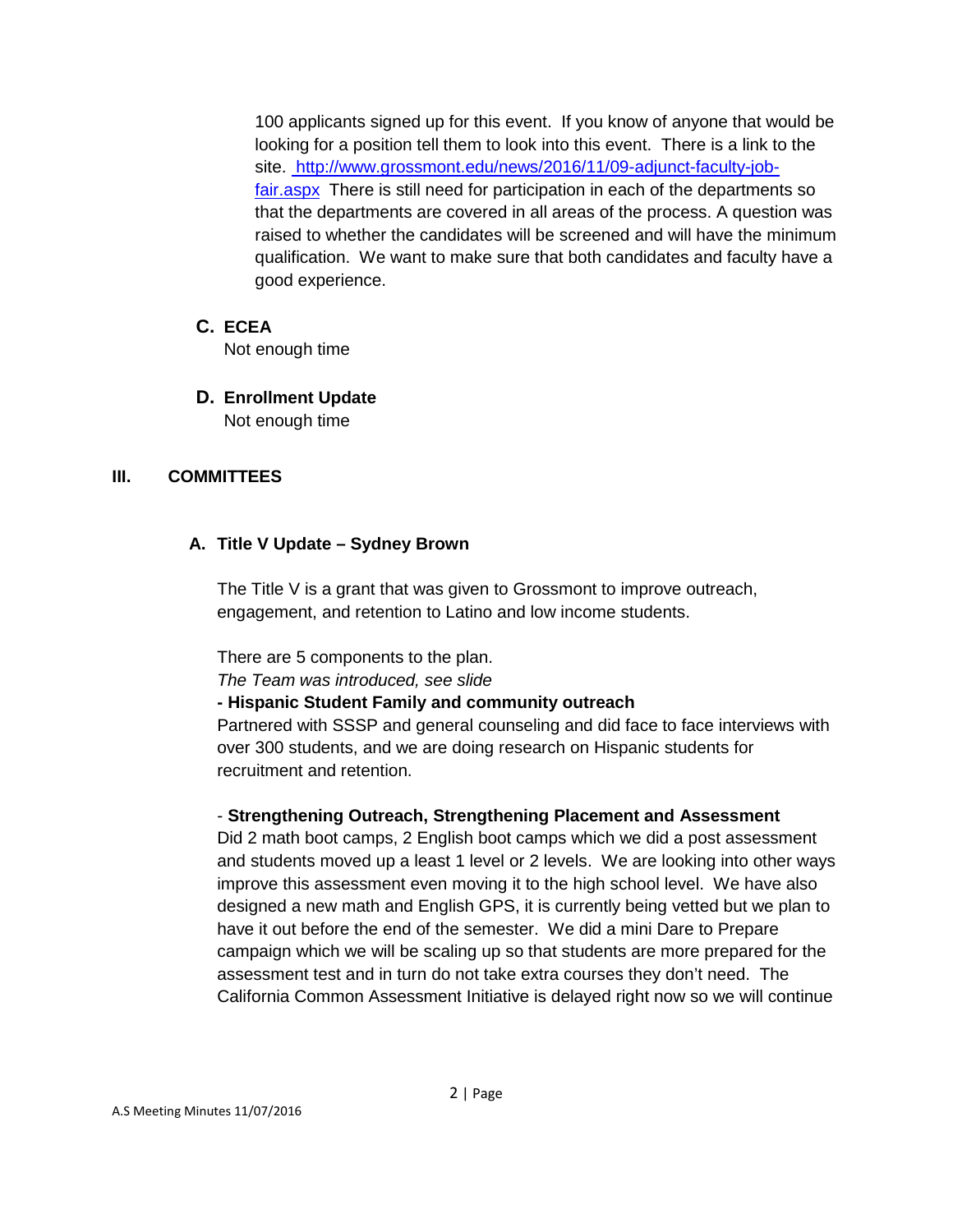100 applicants signed up for this event. If you know of anyone that would be looking for a position tell them to look into this event. There is a link to the site. [http://www.grossmont.edu/news/2016/11/09-adjunct-faculty-job-fair.aspx](http://www.grossmont.edu/news/2016/11/09-adjunct-faculty-job-fair.aspx) There is still need for participation in each of the departments so that the departments are covered in all areas of the process. A question was raised to whether the candidates will be screened and will have the minimum qualification. We want to make sure that both candidates and faculty have a good experience.

### C. ECEA

Not enough time

### D. Enrollment Update

Not enough time

## III. COMMITTEES

### A. Title V Update – Sydney Brown

The Title V is a grant that was given to Grossmont to improve outreach, engagement, and retention to Latino and low income students.

There are 5 components to the plan.
*The Team was introduced, see slide*

**- Hispanic Student Family and community outreach**
Partnered with SSSP and general counseling and did face to face interviews with over 300 students, and we are doing research on Hispanic students for recruitment and retention.

- **Strengthening Outreach, Strengthening Placement and Assessment**
Did 2 math boot camps, 2 English boot camps which we did a post assessment and students moved up a least 1 level or 2 levels. We are looking into other ways improve this assessment even moving it to the high school level. We have also designed a new math and English GPS, it is currently being vetted but we plan to have it out before the end of the semester. We did a mini Dare to Prepare campaign which we will be scaling up so that students are more prepared for the assessment test and in turn do not take extra courses they don't need. The California Common Assessment Initiative is delayed right now so we will continue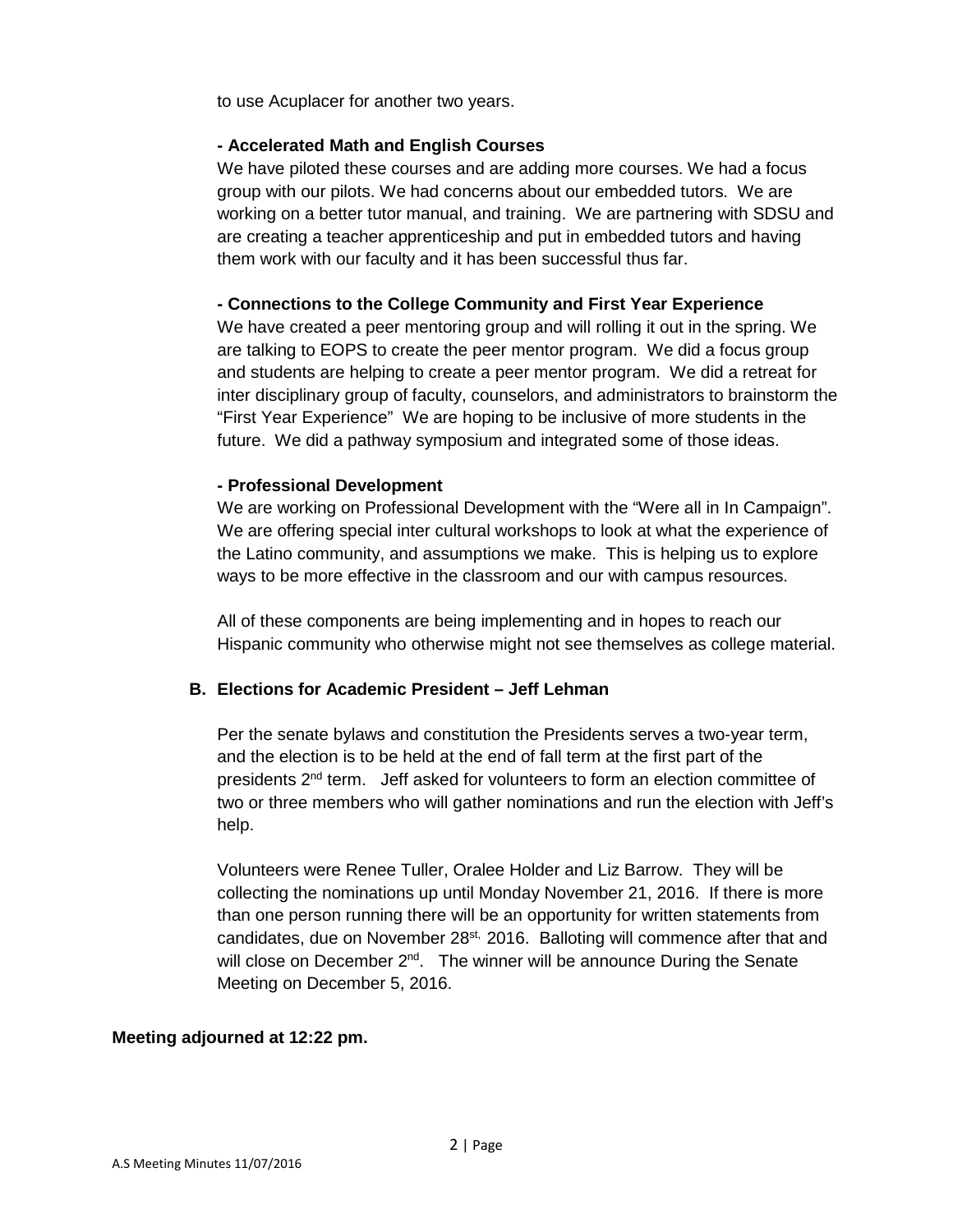to use Acuplacer for another two years.

**- Accelerated Math and English Courses**

We have piloted these courses and are adding more courses. We had a focus group with our pilots. We had concerns about our embedded tutors. We are working on a better tutor manual, and training. We are partnering with SDSU and are creating a teacher apprenticeship and put in embedded tutors and having them work with our faculty and it has been successful thus far.

**- Connections to the College Community and First Year Experience**

We have created a peer mentoring group and will rolling it out in the spring. We are talking to EOPS to create the peer mentor program. We did a focus group and students are helping to create a peer mentor program. We did a retreat for inter disciplinary group of faculty, counselors, and administrators to brainstorm the "First Year Experience" We are hoping to be inclusive of more students in the future. We did a pathway symposium and integrated some of those ideas.

**- Professional Development**

We are working on Professional Development with the "Were all in In Campaign". We are offering special inter cultural workshops to look at what the experience of the Latino community, and assumptions we make. This is helping us to explore ways to be more effective in the classroom and our with campus resources.

All of these components are being implementing and in hopes to reach our Hispanic community who otherwise might not see themselves as college material.

**B. Elections for Academic President – Jeff Lehman**

Per the senate bylaws and constitution the Presidents serves a two-year term, and the election is to be held at the end of fall term at the first part of the presidents 2nd term. Jeff asked for volunteers to form an election committee of two or three members who will gather nominations and run the election with Jeff's help.

Volunteers were Renee Tuller, Oralee Holder and Liz Barrow. They will be collecting the nominations up until Monday November 21, 2016. If there is more than one person running there will be an opportunity for written statements from candidates, due on November 28st, 2016. Balloting will commence after that and will close on December 2nd. The winner will be announce During the Senate Meeting on December 5, 2016.

**Meeting adjourned at 12:22 pm.**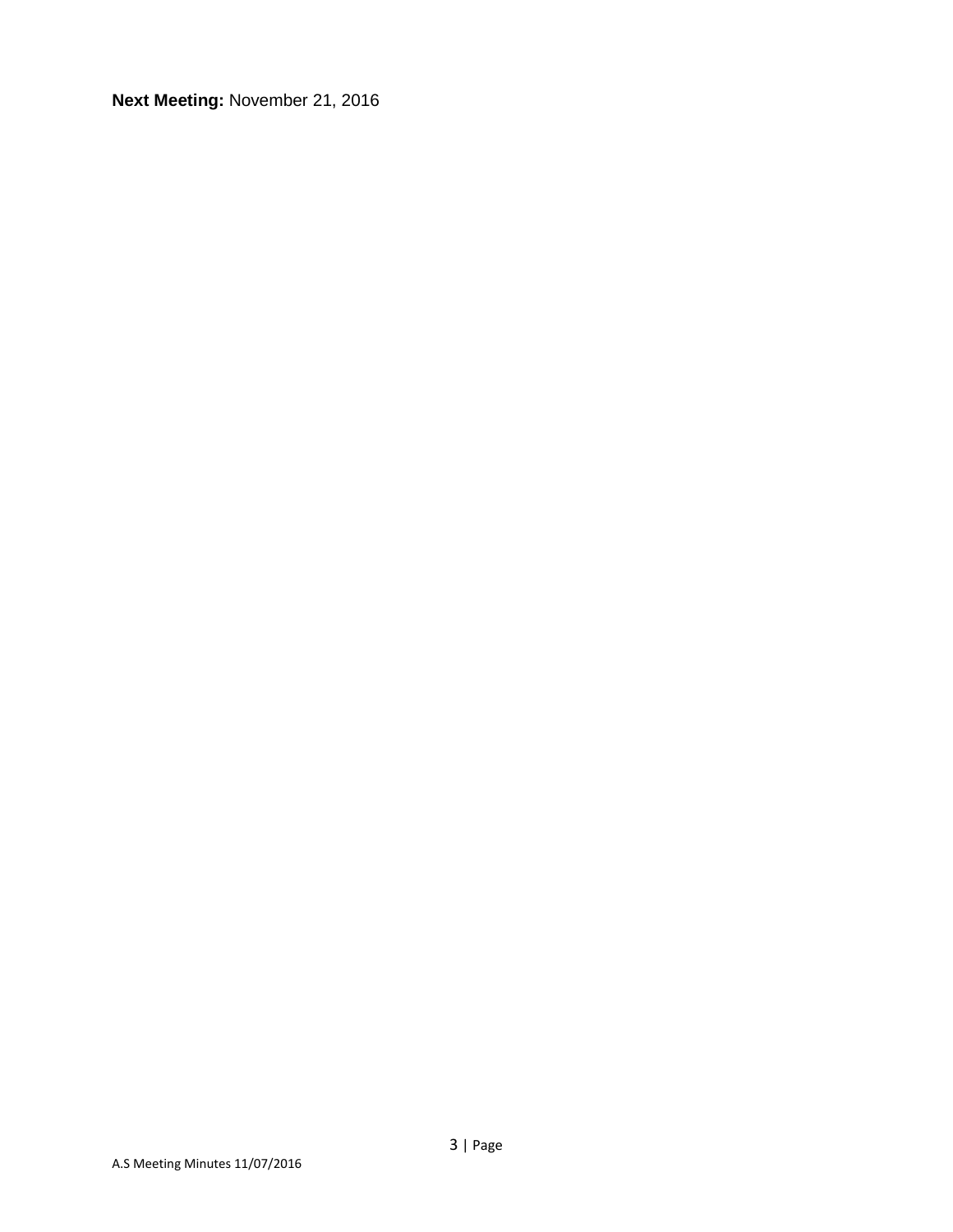**Next Meeting:** November 21, 2016